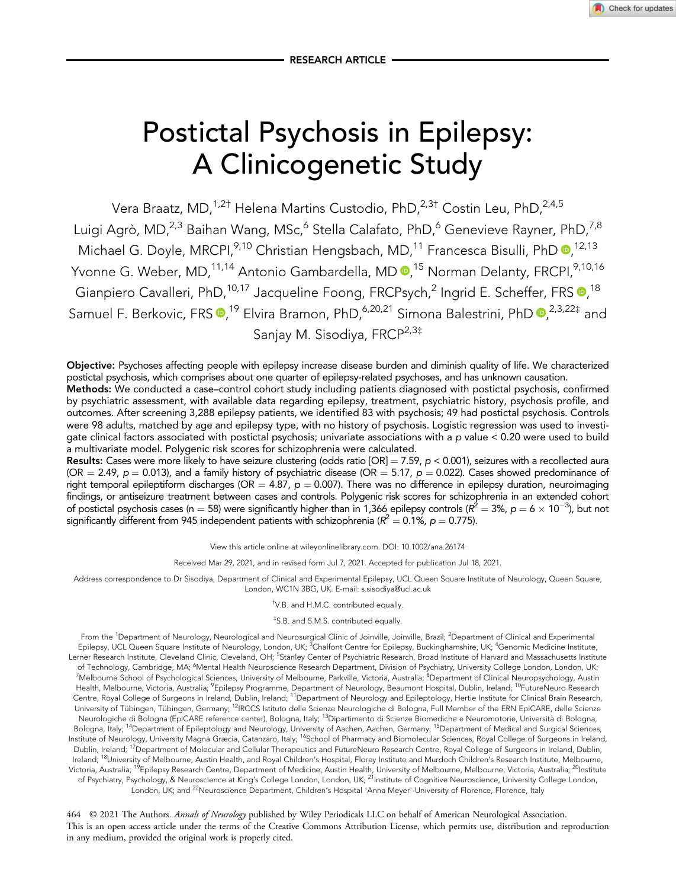RESEARCH ARTICLE

# Postictal Psychosis in Epilepsy: A Clinicogenetic Study

Vera Braatz, MD,[1,2†] Helena Martins Custodio, PhD,[2,3†] Costin Leu, PhD,[2,4,5] Luigi Agrò, MD,[2,3] Baihan Wang, MSc,[6] Stella Calafato, PhD,[6] Genevieve Rayner, PhD,[7,8] Michael G. Doyle, MRCPI,[9,10] Christian Hengsbach, MD,[11] Francesca Bisulli, PhD,[12,13] Yvonne G. Weber, MD,[11,14] Antonio Gambardella, MD,[15] Norman Delanty, FRCPI,[9,10,16] Gianpiero Cavalleri, PhD,[10,17] Jacqueline Foong, FRCPsych,[2] Ingrid E. Scheffer, FRS,[18] Samuel F. Berkovic, FRS,[19] Elvira Bramon, PhD,[6,20,21] Simona Balestrini, PhD,[2,3,22‡] and Sanjay M. Sisodiya, FRCP[2,3‡]

**Objective:** Psychoses affecting people with epilepsy increase disease burden and diminish quality of life. We characterized postictal psychosis, which comprises about one quarter of epilepsy-related psychoses, and has unknown causation.

**Methods:** We conducted a case–control cohort study including patients diagnosed with postictal psychosis, confirmed by psychiatric assessment, with available data regarding epilepsy, treatment, psychiatric history, psychosis profile, and outcomes. After screening 3,288 epilepsy patients, we identified 83 with psychosis; 49 had postictal psychosis. Controls were 98 adults, matched by age and epilepsy type, with no history of psychosis. Logistic regression was used to investigate clinical factors associated with postictal psychosis; univariate associations with a $p$ value < 0.20 were used to build a multivariate model. Polygenic risk scores for schizophrenia were calculated.

**Results:** Cases were more likely to have seizure clustering (odds ratio [OR] = 7.59, $p < 0.001$), seizures with a recollected aura (OR = 2.49, $p = 0.013$), and a family history of psychiatric disease (OR = 5.17, $p = 0.022$). Cases showed predominance of right temporal epileptiform discharges (OR = 4.87, $p = 0.007$). There was no difference in epilepsy duration, neuroimaging findings, or antiseizure treatment between cases and controls. Polygenic risk scores for schizophrenia in an extended cohort of postictal psychosis cases (n = 58) were significantly higher than in 1,366 epilepsy controls ($R^2 = 3\%$, $p = 6 \times 10^{-3}$), but not significantly different from 945 independent patients with schizophrenia ($R^2 = 0.1\%$, $p = 0.775$).

View this article online at wileyonlinelibrary.com. DOI: 10.1002/ana.26174

Received Mar 29, 2021, and in revised form Jul 7, 2021. Accepted for publication Jul 18, 2021.

Address correspondence to Dr Sisodiya, Department of Clinical and Experimental Epilepsy, UCL Queen Square Institute of Neurology, Queen Square, London, WC1N 3BG, UK. E-mail: s.sisodiya@ucl.ac.uk

†V.B. and H.M.C. contributed equally.

‡S.B. and S.M.S. contributed equally.

From the [1]Department of Neurology, Neurological and Neurosurgical Clinic of Joinville, Joinville, Brazil; [2]Department of Clinical and Experimental Epilepsy, UCL Queen Square Institute of Neurology, London, UK; [3]Chalfont Centre for Epilepsy, Buckinghamshire, UK; [4]Genomic Medicine Institute, Lerner Research Institute, Cleveland Clinic, Cleveland, OH; [5]Stanley Center of Psychiatric Research, Broad Institute of Harvard and Massachusetts Institute of Technology, Cambridge, MA; [6]Mental Health Neuroscience Research Department, Division of Psychiatry, University College London, London, UK; [7]Melbourne School of Psychological Sciences, University of Melbourne, Parkville, Victoria, Australia; [8]Department of Clinical Neuropsychology, Austin Health, Melbourne, Victoria, Australia; [9]Epilepsy Programme, Department of Neurology, Beaumont Hospital, Dublin, Ireland; [10]FutureNeuro Research Centre, Royal College of Surgeons in Ireland, Dublin, Ireland; [11]Department of Neurology and Epileptology, Hertie Institute for Clinical Brain Research, University of Tübingen, Tübingen, Germany; [12]IRCCS Istituto delle Scienze Neurologiche di Bologna, Full Member of the ERN EpiCARE, delle Scienze Neurologiche di Bologna (EpiCARE reference center), Bologna, Italy; [13]Dipartimento di Scienze Biomediche e Neuromotorie, Università di Bologna, Bologna, Italy; [14]Department of Epileptology and Neurology, University of Aachen, Aachen, Germany; [15]Department of Medical and Surgical Sciences, Institute of Neurology, University Magna Græcia, Catanzaro, Italy; [16]School of Pharmacy and Biomolecular Sciences, Royal College of Surgeons in Ireland, Dublin, Ireland; [17]Department of Molecular and Cellular Therapeutics and FutureNeuro Research Centre, Royal College of Surgeons in Ireland, Dublin, Ireland; [18]University of Melbourne, Austin Health, and Royal Children's Hospital, Florey Institute and Murdoch Children's Research Institute, Melbourne, Victoria, Australia; [19]Epilepsy Research Centre, Department of Medicine, Austin Health, University of Melbourne, Melbourne, Victoria, Australia; [20]Institute of Psychiatry, Psychology, & Neuroscience at King's College London, London, UK; [21]Institute of Cognitive Neuroscience, University College London, London, UK; and [22]Neuroscience Department, Children's Hospital 'Anna Meyer'-University of Florence, Florence, Italy

© 2021 The Authors. *Annals of Neurology* published by Wiley Periodicals LLC on behalf of American Neurological Association. This is an open access article under the terms of the Creative Commons Attribution License, which permits use, distribution and reproduction in any medium, provided the original work is properly cited.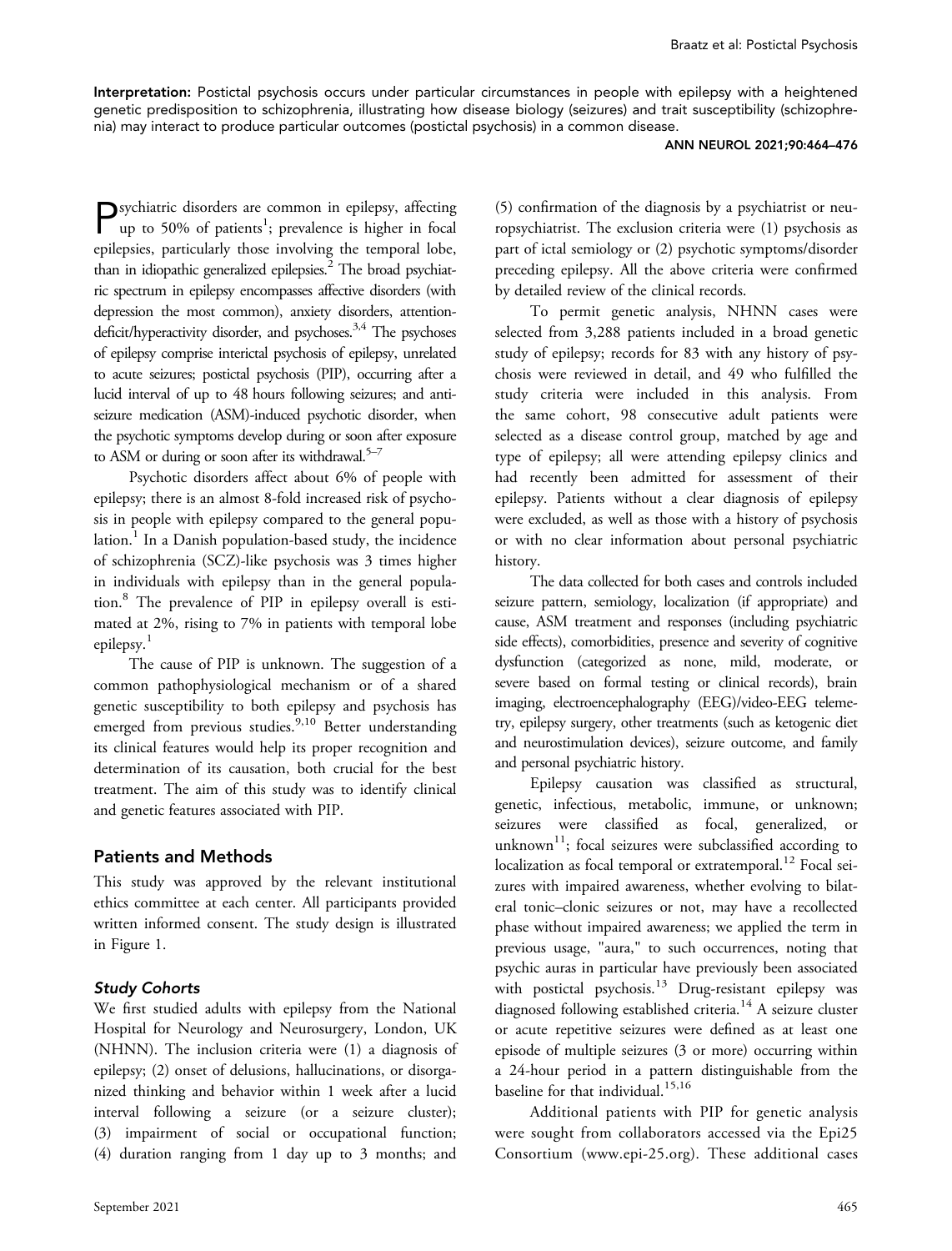**Interpretation:** Postictal psychosis occurs under particular circumstances in people with epilepsy with a heightened genetic predisposition to schizophrenia, illustrating how disease biology (seizures) and trait susceptibility (schizophrenia) may interact to produce particular outcomes (postictal psychosis) in a common disease.

Psychiatric disorders are common in epilepsy, affecting up to 50% of patients[1]; prevalence is higher in focal epilepsies, particularly those involving the temporal lobe, than in idiopathic generalized epilepsies.[2] The broad psychiatric spectrum in epilepsy encompasses affective disorders (with depression the most common), anxiety disorders, attention-deficit/hyperactivity disorder, and psychoses.[3,4] The psychoses of epilepsy comprise interictal psychosis of epilepsy, unrelated to acute seizures; postictal psychosis (PIP), occurring after a lucid interval of up to 48 hours following seizures; and antiseizure medication (ASM)-induced psychotic disorder, when the psychotic symptoms develop during or soon after exposure to ASM or during or soon after its withdrawal.[5–7]

Psychotic disorders affect about 6% of people with epilepsy; there is an almost 8-fold increased risk of psychosis in people with epilepsy compared to the general population.[1] In a Danish population-based study, the incidence of schizophrenia (SCZ)-like psychosis was 3 times higher in individuals with epilepsy than in the general population.[8] The prevalence of PIP in epilepsy overall is estimated at 2%, rising to 7% in patients with temporal lobe epilepsy.[1]

The cause of PIP is unknown. The suggestion of a common pathophysiological mechanism or of a shared genetic susceptibility to both epilepsy and psychosis has emerged from previous studies.[9,10] Better understanding its clinical features would help its proper recognition and determination of its causation, both crucial for the best treatment. The aim of this study was to identify clinical and genetic features associated with PIP.

## Patients and Methods

This study was approved by the relevant institutional ethics committee at each center. All participants provided written informed consent. The study design is illustrated in Figure 1.

### *Study Cohorts*

We first studied adults with epilepsy from the National Hospital for Neurology and Neurosurgery, London, UK (NHNN). The inclusion criteria were (1) a diagnosis of epilepsy; (2) onset of delusions, hallucinations, or disorganized thinking and behavior within 1 week after a lucid interval following a seizure (or a seizure cluster); (3) impairment of social or occupational function; (4) duration ranging from 1 day up to 3 months; and (5) confirmation of the diagnosis by a psychiatrist or neuropsychiatrist. The exclusion criteria were (1) psychosis as part of ictal semiology or (2) psychotic symptoms/disorder preceding epilepsy. All the above criteria were confirmed by detailed review of the clinical records.

To permit genetic analysis, NHNN cases were selected from 3,288 patients included in a broad genetic study of epilepsy; records for 83 with any history of psychosis were reviewed in detail, and 49 who fulfilled the study criteria were included in this analysis. From the same cohort, 98 consecutive adult patients were selected as a disease control group, matched by age and type of epilepsy; all were attending epilepsy clinics and had recently been admitted for assessment of their epilepsy. Patients without a clear diagnosis of epilepsy were excluded, as well as those with a history of psychosis or with no clear information about personal psychiatric history.

The data collected for both cases and controls included seizure pattern, semiology, localization (if appropriate) and cause, ASM treatment and responses (including psychiatric side effects), comorbidities, presence and severity of cognitive dysfunction (categorized as none, mild, moderate, or severe based on formal testing or clinical records), brain imaging, electroencephalography (EEG)/video-EEG telemetry, epilepsy surgery, other treatments (such as ketogenic diet and neurostimulation devices), seizure outcome, and family and personal psychiatric history.

Epilepsy causation was classified as structural, genetic, infectious, metabolic, immune, or unknown; seizures were classified as focal, generalized, or unknown[11]; focal seizures were subclassified according to localization as focal temporal or extratemporal.[12] Focal seizures with impaired awareness, whether evolving to bilateral tonic–clonic seizures or not, may have a recollected phase without impaired awareness; we applied the term in previous usage, "aura," to such occurrences, noting that psychic auras in particular have previously been associated with postictal psychosis.[13] Drug-resistant epilepsy was diagnosed following established criteria.[14] A seizure cluster or acute repetitive seizures were defined as at least one episode of multiple seizures (3 or more) occurring within a 24-hour period in a pattern distinguishable from the baseline for that individual.[15,16]

Additional patients with PIP for genetic analysis were sought from collaborators accessed via the Epi25 Consortium (www.epi-25.org). These additional cases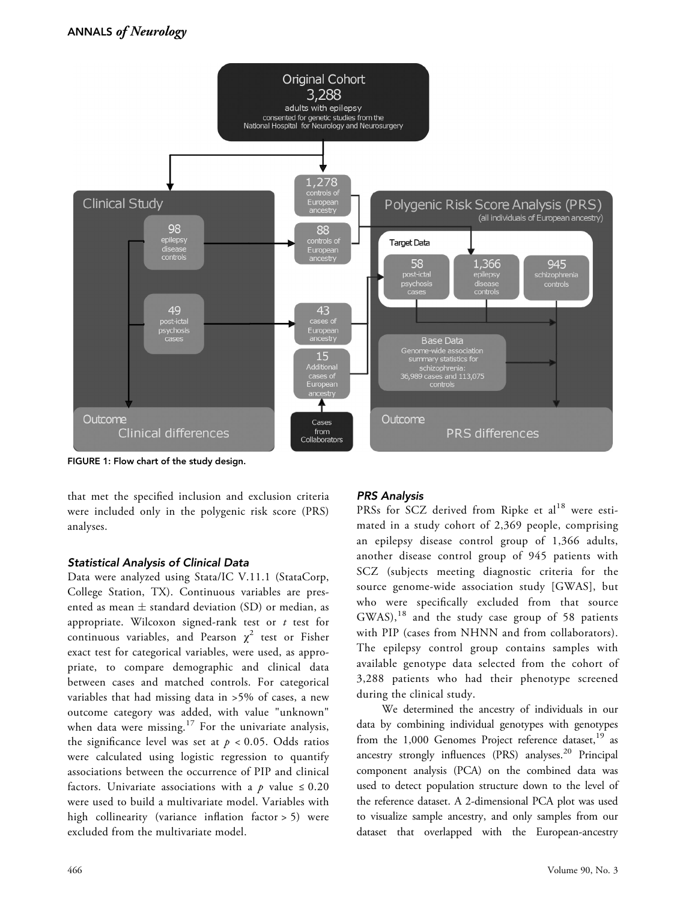FIGURE 1: Flow chart of the study design.

that met the specified inclusion and exclusion criteria were included only in the polygenic risk score (PRS) analyses.

### Statistical Analysis of Clinical Data

Data were analyzed using Stata/IC V.11.1 (StataCorp, College Station, TX). Continuous variables are presented as mean ± standard deviation (SD) or median, as appropriate. Wilcoxon signed-rank test or *t* test for continuous variables, and Pearson $\chi^2$ test or Fisher exact test for categorical variables, were used, as appropriate, to compare demographic and clinical data between cases and matched controls. For categorical variables that had missing data in >5% of cases, a new outcome category was added, with value "unknown" when data were missing.[17] For the univariate analysis, the significance level was set at $p < 0.05$. Odds ratios were calculated using logistic regression to quantify associations between the occurrence of PIP and clinical factors. Univariate associations with a $p$ value $\leq 0.20$ were used to build a multivariate model. Variables with high collinearity (variance inflation factor > 5) were excluded from the multivariate model.

### PRS Analysis

PRSs for SCZ derived from Ripke et al[18] were estimated in a study cohort of 2,369 people, comprising an epilepsy disease control group of 1,366 adults, another disease control group of 945 patients with SCZ (subjects meeting diagnostic criteria for the source genome-wide association study [GWAS], but who were specifically excluded from that source GWAS),[18] and the study case group of 58 patients with PIP (cases from NHNN and from collaborators). The epilepsy control group contains samples with available genotype data selected from the cohort of 3,288 patients who had their phenotype screened during the clinical study.

We determined the ancestry of individuals in our data by combining individual genotypes with genotypes from the 1,000 Genomes Project reference dataset,[19] as ancestry strongly influences (PRS) analyses.[20] Principal component analysis (PCA) on the combined data was used to detect population structure down to the level of the reference dataset. A 2-dimensional PCA plot was used to visualize sample ancestry, and only samples from our dataset that overlapped with the European-ancestry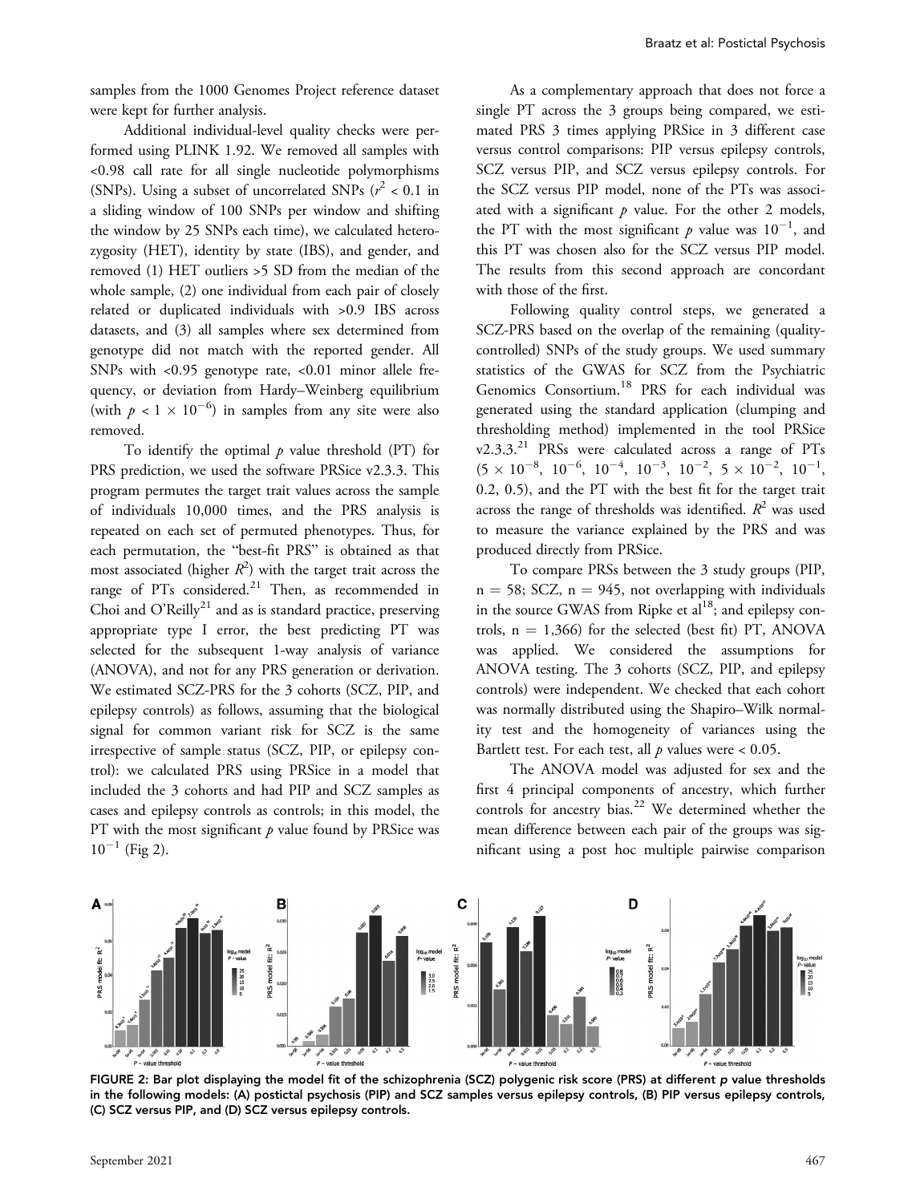samples from the 1000 Genomes Project reference dataset were kept for further analysis.

Additional individual-level quality checks were performed using PLINK 1.92. We removed all samples with <0.98 call rate for all single nucleotide polymorphisms (SNPs). Using a subset of uncorrelated SNPs ($r^2 < 0.1$ in a sliding window of 100 SNPs per window and shifting the window by 25 SNPs each time), we calculated heterozygosity (HET), identity by state (IBS), and gender, and removed (1) HET outliers >5 SD from the median of the whole sample, (2) one individual from each pair of closely related or duplicated individuals with >0.9 IBS across datasets, and (3) all samples where sex determined from genotype did not match with the reported gender. All SNPs with <0.95 genotype rate, <0.01 minor allele frequency, or deviation from Hardy–Weinberg equilibrium (with $p < 1 \times 10^{-6}$) in samples from any site were also removed.

To identify the optimal $p$ value threshold (PT) for PRS prediction, we used the software PRSice v2.3.3. This program permutes the target trait values across the sample of individuals 10,000 times, and the PRS analysis is repeated on each set of permuted phenotypes. Thus, for each permutation, the "best-fit PRS" is obtained as that most associated (higher $R^2$) with the target trait across the range of PTs considered.[21] Then, as recommended in Choi and O'Reilly[21] and as is standard practice, preserving appropriate type I error, the best predicting PT was selected for the subsequent 1-way analysis of variance (ANOVA), and not for any PRS generation or derivation. We estimated SCZ-PRS for the 3 cohorts (SCZ, PIP, and epilepsy controls) as follows, assuming that the biological signal for common variant risk for SCZ is the same irrespective of sample status (SCZ, PIP, or epilepsy control): we calculated PRS using PRSice in a model that included the 3 cohorts and had PIP and SCZ samples as cases and epilepsy controls as controls; in this model, the PT with the most significant $p$ value found by PRSice was $10^{-1}$ (Fig 2).

As a complementary approach that does not force a single PT across the 3 groups being compared, we estimated PRS 3 times applying PRSice in 3 different case versus control comparisons: PIP versus epilepsy controls, SCZ versus PIP, and SCZ versus epilepsy controls. For the SCZ versus PIP model, none of the PTs was associated with a significant $p$ value. For the other 2 models, the PT with the most significant $p$ value was $10^{-1}$, and this PT was chosen also for the SCZ versus PIP model. The results from this second approach are concordant with those of the first.

Following quality control steps, we generated a SCZ-PRS based on the overlap of the remaining (quality-controlled) SNPs of the study groups. We used summary statistics of the GWAS for SCZ from the Psychiatric Genomics Consortium.[18] PRS for each individual was generated using the standard application (clumping and thresholding method) implemented in the tool PRSice v2.3.3.[21] PRSs were calculated across a range of PTs ($5 \times 10^{-8}$, $10^{-6}$, $10^{-4}$, $10^{-3}$, $10^{-2}$, $5 \times 10^{-2}$, $10^{-1}$, 0.2, 0.5), and the PT with the best fit for the target trait across the range of thresholds was identified. $R^2$ was used to measure the variance explained by the PRS and was produced directly from PRSice.

To compare PRSs between the 3 study groups (PIP, n = 58; SCZ, n = 945, not overlapping with individuals in the source GWAS from Ripke et al[18]; and epilepsy controls, n = 1,366) for the selected (best fit) PT, ANOVA was applied. We considered the assumptions for ANOVA testing. The 3 cohorts (SCZ, PIP, and epilepsy controls) were independent. We checked that each cohort was normally distributed using the Shapiro–Wilk normality test and the homogeneity of variances using the Bartlett test. For each test, all $p$ values were < 0.05.

The ANOVA model was adjusted for sex and the first 4 principal components of ancestry, which further controls for ancestry bias.[22] We determined whether the mean difference between each pair of the groups was significant using a post hoc multiple pairwise comparison

FIGURE 2: Bar plot displaying the model fit of the schizophrenia (SCZ) polygenic risk score (PRS) at different $p$ value thresholds in the following models: (A) postictal psychosis (PIP) and SCZ samples versus epilepsy controls, (B) PIP versus epilepsy controls, (C) SCZ versus PIP, and (D) SCZ versus epilepsy controls.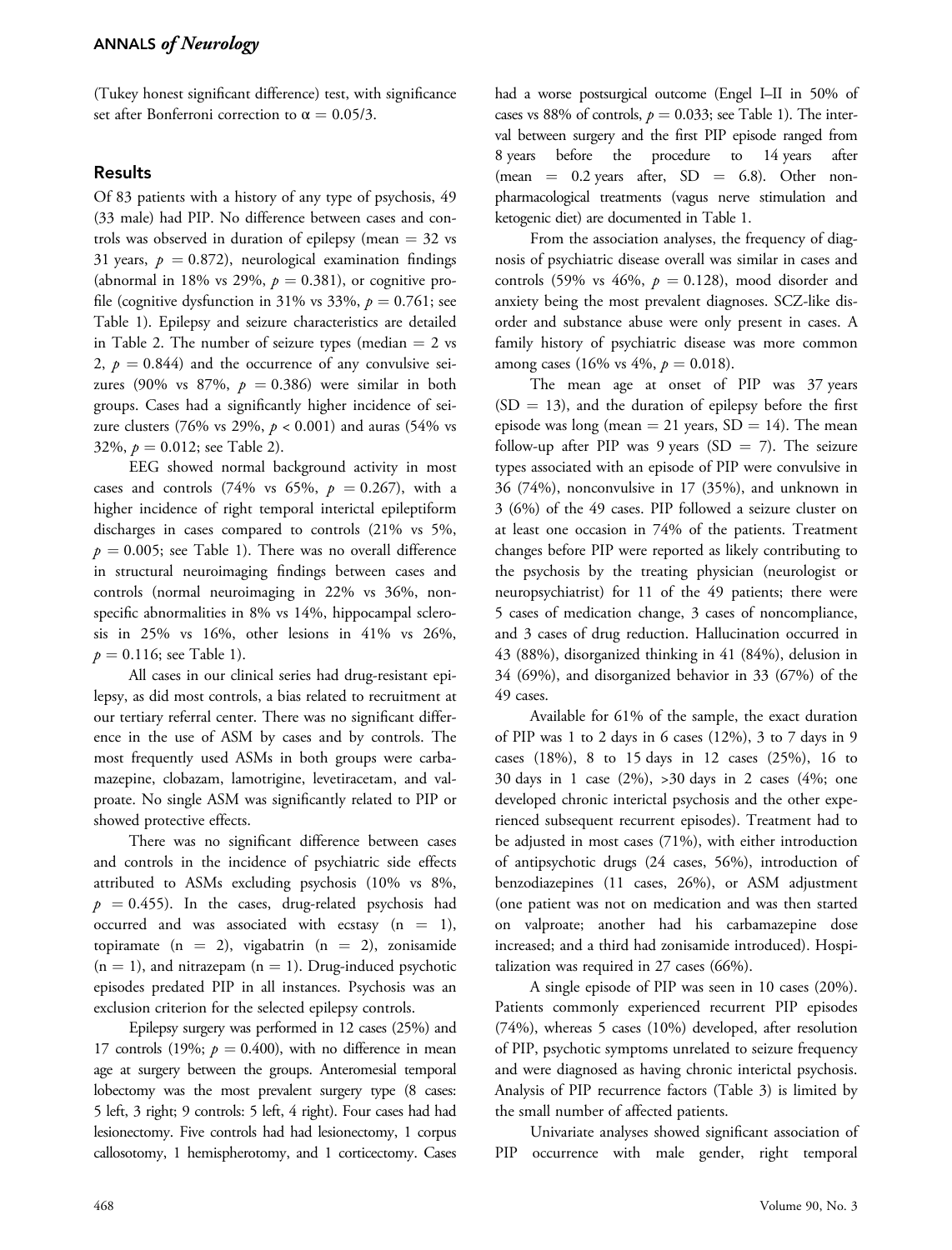(Tukey honest significant difference) test, with significance set after Bonferroni correction to $\alpha = 0.05/3$.

## Results

Of 83 patients with a history of any type of psychosis, 49 (33 male) had PIP. No difference between cases and controls was observed in duration of epilepsy (mean = 32 vs 31 years, $p = 0.872$), neurological examination findings (abnormal in 18% vs 29%, $p = 0.381$), or cognitive profile (cognitive dysfunction in 31% vs 33%, $p = 0.761$; see Table 1). Epilepsy and seizure characteristics are detailed in Table 2. The number of seizure types (median = 2 vs 2, $p = 0.844$) and the occurrence of any convulsive seizures (90% vs 87%, $p = 0.386$) were similar in both groups. Cases had a significantly higher incidence of seizure clusters (76% vs 29%, $p < 0.001$) and auras (54% vs 32%, $p = 0.012$; see Table 2).

EEG showed normal background activity in most cases and controls (74% vs 65%, $p = 0.267$), with a higher incidence of right temporal interictal epileptiform discharges in cases compared to controls (21% vs 5%, $p = 0.005$; see Table 1). There was no overall difference in structural neuroimaging findings between cases and controls (normal neuroimaging in 22% vs 36%, nonspecific abnormalities in 8% vs 14%, hippocampal sclerosis in 25% vs 16%, other lesions in 41% vs 26%, $p = 0.116$; see Table 1).

All cases in our clinical series had drug-resistant epilepsy, as did most controls, a bias related to recruitment at our tertiary referral center. There was no significant difference in the use of ASM by cases and by controls. The most frequently used ASMs in both groups were carbamazepine, clobazam, lamotrigine, levetiracetam, and valproate. No single ASM was significantly related to PIP or showed protective effects.

There was no significant difference between cases and controls in the incidence of psychiatric side effects attributed to ASMs excluding psychosis (10% vs 8%, $p = 0.455$). In the cases, drug-related psychosis had occurred and was associated with ecstasy (n = 1), topiramate (n = 2), vigabatrin (n = 2), zonisamide (n = 1), and nitrazepam (n = 1). Drug-induced psychotic episodes predated PIP in all instances. Psychosis was an exclusion criterion for the selected epilepsy controls.

Epilepsy surgery was performed in 12 cases (25%) and 17 controls (19%; $p = 0.400$), with no difference in mean age at surgery between the groups. Anteromesial temporal lobectomy was the most prevalent surgery type (8 cases: 5 left, 3 right; 9 controls: 5 left, 4 right). Four cases had had lesionectomy. Five controls had had lesionectomy, 1 corpus callosotomy, 1 hemispherotomy, and 1 corticectomy. Cases had a worse postsurgical outcome (Engel I–II in 50% of cases vs 88% of controls, $p = 0.033$; see Table 1). The interval between surgery and the first PIP episode ranged from 8 years before the procedure to 14 years after (mean = 0.2 years after, SD = 6.8). Other nonpharmacological treatments (vagus nerve stimulation and ketogenic diet) are documented in Table 1.

From the association analyses, the frequency of diagnosis of psychiatric disease overall was similar in cases and controls (59% vs 46%, $p = 0.128$), mood disorder and anxiety being the most prevalent diagnoses. SCZ-like disorder and substance abuse were only present in cases. A family history of psychiatric disease was more common among cases (16% vs 4%, $p = 0.018$).

The mean age at onset of PIP was 37 years (SD = 13), and the duration of epilepsy before the first episode was long (mean = 21 years, SD = 14). The mean follow-up after PIP was 9 years (SD = 7). The seizure types associated with an episode of PIP were convulsive in 36 (74%), nonconvulsive in 17 (35%), and unknown in 3 (6%) of the 49 cases. PIP followed a seizure cluster on at least one occasion in 74% of the patients. Treatment changes before PIP were reported as likely contributing to the psychosis by the treating physician (neurologist or neuropsychiatrist) for 11 of the 49 patients; there were 5 cases of medication change, 3 cases of noncompliance, and 3 cases of drug reduction. Hallucination occurred in 43 (88%), disorganized thinking in 41 (84%), delusion in 34 (69%), and disorganized behavior in 33 (67%) of the 49 cases.

Available for 61% of the sample, the exact duration of PIP was 1 to 2 days in 6 cases (12%), 3 to 7 days in 9 cases (18%), 8 to 15 days in 12 cases (25%), 16 to 30 days in 1 case (2%), >30 days in 2 cases (4%; one developed chronic interictal psychosis and the other experienced subsequent recurrent episodes). Treatment had to be adjusted in most cases (71%), with either introduction of antipsychotic drugs (24 cases, 56%), introduction of benzodiazepines (11 cases, 26%), or ASM adjustment (one patient was not on medication and was then started on valproate; another had his carbamazepine dose increased; and a third had zonisamide introduced). Hospitalization was required in 27 cases (66%).

A single episode of PIP was seen in 10 cases (20%). Patients commonly experienced recurrent PIP episodes (74%), whereas 5 cases (10%) developed, after resolution of PIP, psychotic symptoms unrelated to seizure frequency and were diagnosed as having chronic interictal psychosis. Analysis of PIP recurrence factors (Table 3) is limited by the small number of affected patients.

Univariate analyses showed significant association of PIP occurrence with male gender, right temporal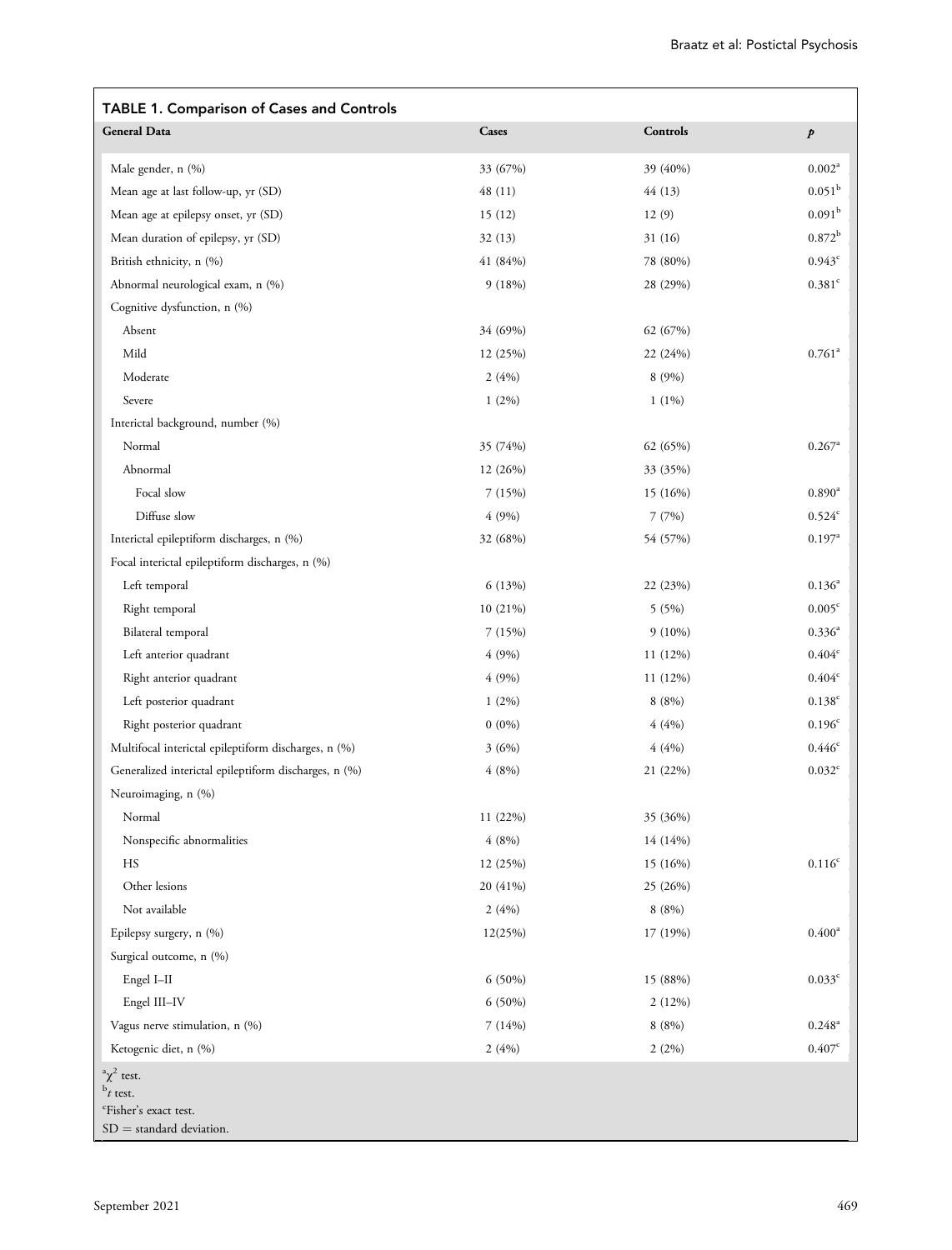**TABLE 1. Comparison of Cases and Controls**

| General Data | Cases | Controls | $p$ |
|---|---|---|---|
| Male gender, n (%) | 33 (67%) | 39 (40%) | 0.002[a] |
| Mean age at last follow-up, yr (SD) | 48 (11) | 44 (13) | 0.051[b] |
| Mean age at epilepsy onset, yr (SD) | 15 (12) | 12 (9) | 0.091[b] |
| Mean duration of epilepsy, yr (SD) | 32 (13) | 31 (16) | 0.872[b] |
| British ethnicity, n (%) | 41 (84%) | 78 (80%) | 0.943[c] |
| Abnormal neurological exam, n (%) | 9 (18%) | 28 (29%) | 0.381[c] |
| Cognitive dysfunction, n (%) | | | |
| Absent | 34 (69%) | 62 (67%) | |
| Mild | 12 (25%) | 22 (24%) | 0.761[a] |
| Moderate | 2 (4%) | 8 (9%) | |
| Severe | 1 (2%) | 1 (1%) | |
| Interictal background, number (%) | | | |
| Normal | 35 (74%) | 62 (65%) | 0.267[a] |
| Abnormal | 12 (26%) | 33 (35%) | |
| Focal slow | 7 (15%) | 15 (16%) | 0.890[a] |
| Diffuse slow | 4 (9%) | 7 (7%) | 0.524[c] |
| Interictal epileptiform discharges, n (%) | 32 (68%) | 54 (57%) | 0.197[a] |
| Focal interictal epileptiform discharges, n (%) | | | |
| Left temporal | 6 (13%) | 22 (23%) | 0.136[a] |
| Right temporal | 10 (21%) | 5 (5%) | 0.005[c] |
| Bilateral temporal | 7 (15%) | 9 (10%) | 0.336[a] |
| Left anterior quadrant | 4 (9%) | 11 (12%) | 0.404[c] |
| Right anterior quadrant | 4 (9%) | 11 (12%) | 0.404[c] |
| Left posterior quadrant | 1 (2%) | 8 (8%) | 0.138[c] |
| Right posterior quadrant | 0 (0%) | 4 (4%) | 0.196[c] |
| Multifocal interictal epileptiform discharges, n (%) | 3 (6%) | 4 (4%) | 0.446[c] |
| Generalized interictal epileptiform discharges, n (%) | 4 (8%) | 21 (22%) | 0.032[c] |
| Neuroimaging, n (%) | | | |
| Normal | 11 (22%) | 35 (36%) | |
| Nonspecific abnormalities | 4 (8%) | 14 (14%) | |
| HS | 12 (25%) | 15 (16%) | 0.116[c] |
| Other lesions | 20 (41%) | 25 (26%) | |
| Not available | 2 (4%) | 8 (8%) | |
| Epilepsy surgery, n (%) | 12(25%) | 17 (19%) | 0.400[a] |
| Surgical outcome, n (%) | | | |
| Engel I–II | 6 (50%) | 15 (88%) | 0.033[c] |
| Engel III–IV | 6 (50%) | 2 (12%) | |
| Vagus nerve stimulation, n (%) | 7 (14%) | 8 (8%) | 0.248[a] |
| Ketogenic diet, n (%) | 2 (4%) | 2 (2%) | 0.407[c] |

[a] $\chi^2$ test.
[b] $t$ test.
[c] Fisher's exact test.
SD = standard deviation.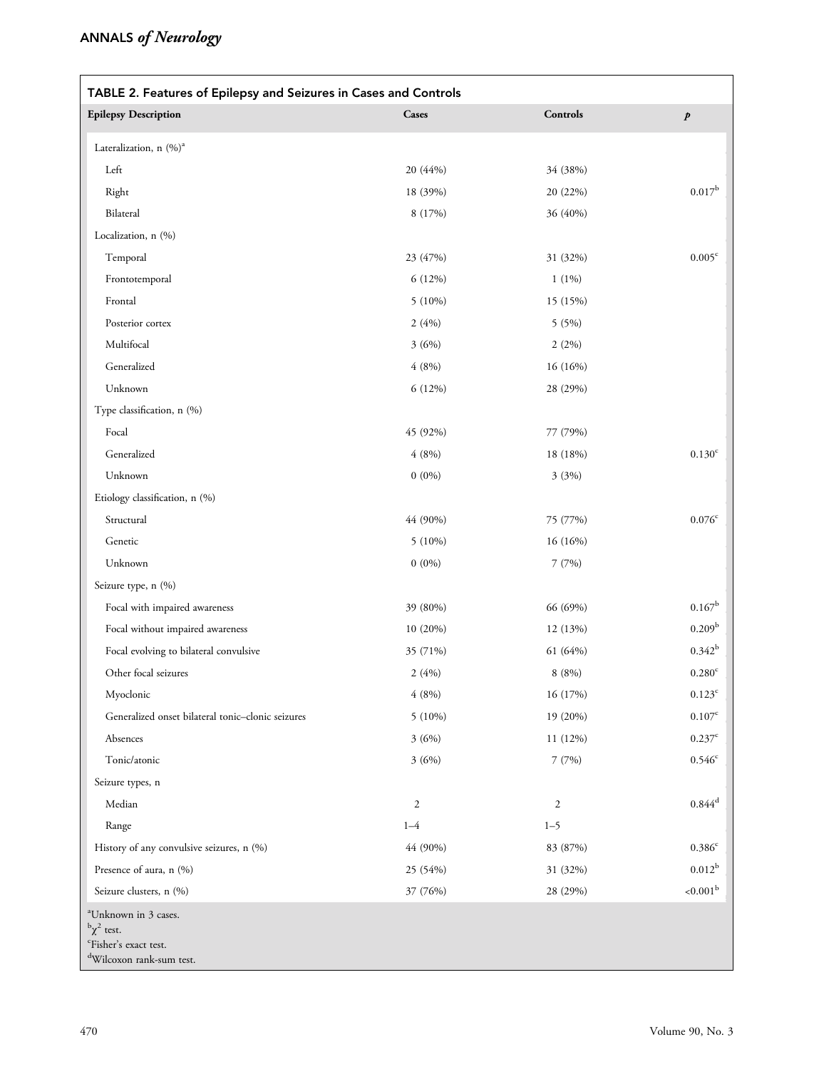TABLE 2. Features of Epilepsy and Seizures in Cases and Controls

| Epilepsy Description | Cases | Controls | *p* |
|---|---|---|---|
| Lateralization, n (%)[a] | | | |
| Left | 20 (44%) | 34 (38%) | |
| Right | 18 (39%) | 20 (22%) | 0.017[b] |
| Bilateral | 8 (17%) | 36 (40%) | |
| Localization, n (%) | | | |
| Temporal | 23 (47%) | 31 (32%) | 0.005[c] |
| Frontotemporal | 6 (12%) | 1 (1%) | |
| Frontal | 5 (10%) | 15 (15%) | |
| Posterior cortex | 2 (4%) | 5 (5%) | |
| Multifocal | 3 (6%) | 2 (2%) | |
| Generalized | 4 (8%) | 16 (16%) | |
| Unknown | 6 (12%) | 28 (29%) | |
| Type classification, n (%) | | | |
| Focal | 45 (92%) | 77 (79%) | |
| Generalized | 4 (8%) | 18 (18%) | 0.130[c] |
| Unknown | 0 (0%) | 3 (3%) | |
| Etiology classification, n (%) | | | |
| Structural | 44 (90%) | 75 (77%) | 0.076[c] |
| Genetic | 5 (10%) | 16 (16%) | |
| Unknown | 0 (0%) | 7 (7%) | |
| Seizure type, n (%) | | | |
| Focal with impaired awareness | 39 (80%) | 66 (69%) | 0.167[b] |
| Focal without impaired awareness | 10 (20%) | 12 (13%) | 0.209[b] |
| Focal evolving to bilateral convulsive | 35 (71%) | 61 (64%) | 0.342[b] |
| Other focal seizures | 2 (4%) | 8 (8%) | 0.280[c] |
| Myoclonic | 4 (8%) | 16 (17%) | 0.123[c] |
| Generalized onset bilateral tonic–clonic seizures | 5 (10%) | 19 (20%) | 0.107[c] |
| Absences | 3 (6%) | 11 (12%) | 0.237[c] |
| Tonic/atonic | 3 (6%) | 7 (7%) | 0.546[c] |
| Seizure types, n | | | |
| Median | 2 | 2 | 0.844[d] |
| Range | 1–4 | 1–5 | |
| History of any convulsive seizures, n (%) | 44 (90%) | 83 (87%) | 0.386[c] |
| Presence of aura, n (%) | 25 (54%) | 31 (32%) | 0.012[b] |
| Seizure clusters, n (%) | 37 (76%) | 28 (29%) | <0.001[b] |

[a]Unknown in 3 cases.
[b]$\chi^2$ test.
[c]Fisher's exact test.
[d]Wilcoxon rank-sum test.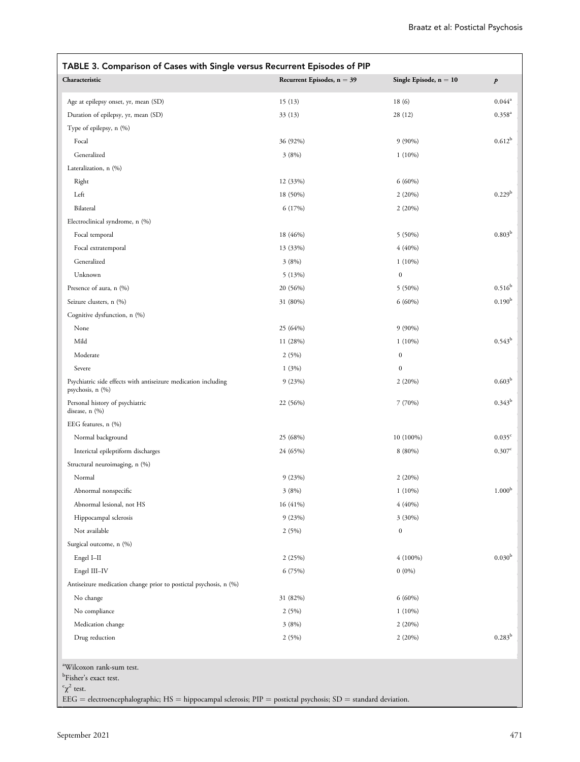**TABLE 3. Comparison of Cases with Single versus Recurrent Episodes of PIP**

| Characteristic | Recurrent Episodes, n = 39 | Single Episode, n = 10 | *p* |
|---|---|---|---|
| Age at epilepsy onset, yr, mean (SD) | 15 (13) | 18 (6) | 0.044[a] |
| Duration of epilepsy, yr, mean (SD) | 33 (13) | 28 (12) | 0.358[a] |
| Type of epilepsy, n (%) | | | |
| Focal | 36 (92%) | 9 (90%) | 0.612[b] |
| Generalized | 3 (8%) | 1 (10%) | |
| Lateralization, n (%) | | | |
| Right | 12 (33%) | 6 (60%) | |
| Left | 18 (50%) | 2 (20%) | 0.229[b] |
| Bilateral | 6 (17%) | 2 (20%) | |
| Electroclinical syndrome, n (%) | | | |
| Focal temporal | 18 (46%) | 5 (50%) | 0.803[b] |
| Focal extratemporal | 13 (33%) | 4 (40%) | |
| Generalized | 3 (8%) | 1 (10%) | |
| Unknown | 5 (13%) | 0 | |
| Presence of aura, n (%) | 20 (56%) | 5 (50%) | 0.516[b] |
| Seizure clusters, n (%) | 31 (80%) | 6 (60%) | 0.190[b] |
| Cognitive dysfunction, n (%) | | | |
| None | 25 (64%) | 9 (90%) | |
| Mild | 11 (28%) | 1 (10%) | 0.543[b] |
| Moderate | 2 (5%) | 0 | |
| Severe | 1 (3%) | 0 | |
| Psychiatric side effects with antiseizure medication including psychosis, n (%) | 9 (23%) | 2 (20%) | 0.603[b] |
| Personal history of psychiatric disease, n (%) | 22 (56%) | 7 (70%) | 0.343[b] |
| EEG features, n (%) | | | |
| Normal background | 25 (68%) | 10 (100%) | 0.035[c] |
| Interictal epileptiform discharges | 24 (65%) | 8 (80%) | 0.307[c] |
| Structural neuroimaging, n (%) | | | |
| Normal | 9 (23%) | 2 (20%) | |
| Abnormal nonspecific | 3 (8%) | 1 (10%) | 1.000[b] |
| Abnormal lesional, not HS | 16 (41%) | 4 (40%) | |
| Hippocampal sclerosis | 9 (23%) | 3 (30%) | |
| Not available | 2 (5%) | 0 | |
| Surgical outcome, n (%) | | | |
| Engel I–II | 2 (25%) | 4 (100%) | 0.030[b] |
| Engel III–IV | 6 (75%) | 0 (0%) | |
| Antiseizure medication change prior to postictal psychosis, n (%) | | | |
| No change | 31 (82%) | 6 (60%) | |
| No compliance | 2 (5%) | 1 (10%) | |
| Medication change | 3 (8%) | 2 (20%) | |
| Drug reduction | 2 (5%) | 2 (20%) | 0.283[b] |

[a]Wilcoxon rank-sum test.
[b]Fisher's exact test.
[c]$\chi^2$ test.
EEG = electroencephalographic; HS = hippocampal sclerosis; PIP = postictal psychosis; SD = standard deviation.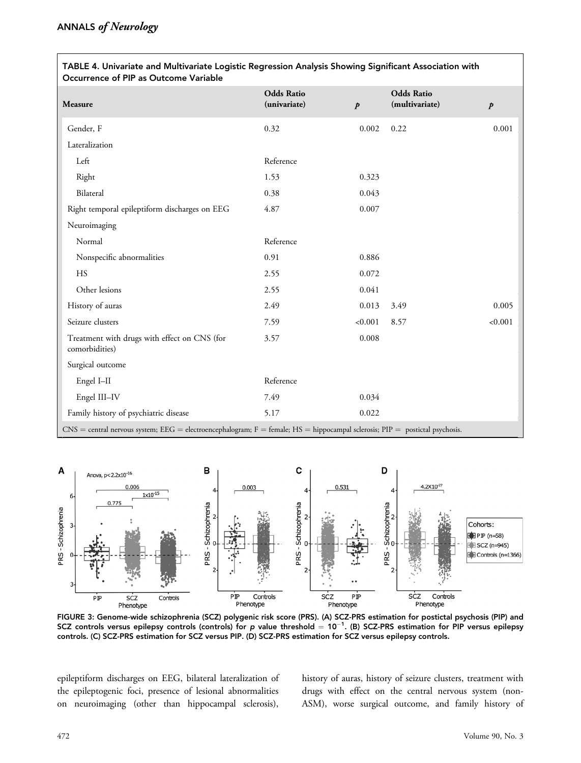TABLE 4. Univariate and Multivariate Logistic Regression Analysis Showing Significant Association with Occurrence of PIP as Outcome Variable

| Measure | Odds Ratio (univariate) | $p$ | Odds Ratio (multivariate) | $p$ |
|---|---|---|---|---|
| Gender, F | 0.32 | 0.002 | 0.22 | 0.001 |
| Lateralization | | | | |
| Left | Reference | | | |
| Right | 1.53 | 0.323 | | |
| Bilateral | 0.38 | 0.043 | | |
| Right temporal epileptiform discharges on EEG | 4.87 | 0.007 | | |
| Neuroimaging | | | | |
| Normal | Reference | | | |
| Nonspecific abnormalities | 0.91 | 0.886 | | |
| HS | 2.55 | 0.072 | | |
| Other lesions | 2.55 | 0.041 | | |
| History of auras | 2.49 | 0.013 | 3.49 | 0.005 |
| Seizure clusters | 7.59 | <0.001 | 8.57 | <0.001 |
| Treatment with drugs with effect on CNS (for comorbidities) | 3.57 | 0.008 | | |
| Surgical outcome | | | | |
| Engel I–II | Reference | | | |
| Engel III–IV | 7.49 | 0.034 | | |
| Family history of psychiatric disease | 5.17 | 0.022 | | |

CNS = central nervous system; EEG = electroencephalogram; F = female; HS = hippocampal sclerosis; PIP = postictal psychosis.

FIGURE 3: Genome-wide schizophrenia (SCZ) polygenic risk score (PRS). (A) SCZ-PRS estimation for postictal psychosis (PIP) and SCZ controls versus epilepsy controls (controls) for $p$ value threshold $= 10^{-1}$. (B) SCZ-PRS estimation for PIP versus epilepsy controls. (C) SCZ-PRS estimation for SCZ versus PIP. (D) SCZ-PRS estimation for SCZ versus epilepsy controls.

epileptiform discharges on EEG, bilateral lateralization of the epileptogenic foci, presence of lesional abnormalities on neuroimaging (other than hippocampal sclerosis), history of auras, history of seizure clusters, treatment with drugs with effect on the central nervous system (non-ASM), worse surgical outcome, and family history of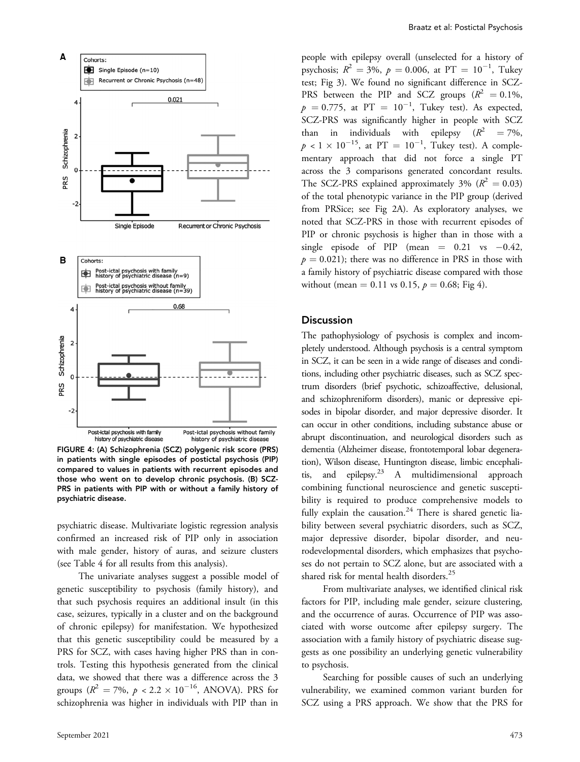FIGURE 4: (A) Schizophrenia (SCZ) polygenic risk score (PRS) in patients with single episodes of postictal psychosis (PIP) compared to values in patients with recurrent episodes and those who went on to develop chronic psychosis. (B) SCZ-PRS in patients with PIP with or without a family history of psychiatric disease.

psychiatric disease. Multivariate logistic regression analysis confirmed an increased risk of PIP only in association with male gender, history of auras, and seizure clusters (see Table 4 for all results from this analysis).

The univariate analyses suggest a possible model of genetic susceptibility to psychosis (family history), and that such psychosis requires an additional insult (in this case, seizures, typically in a cluster and on the background of chronic epilepsy) for manifestation. We hypothesized that this genetic susceptibility could be measured by a PRS for SCZ, with cases having higher PRS than in controls. Testing this hypothesis generated from the clinical data, we showed that there was a difference across the 3 groups ($R^2 = 7\%$, $p < 2.2 \times 10^{-16}$, ANOVA). PRS for schizophrenia was higher in individuals with PIP than in people with epilepsy overall (unselected for a history of psychosis; $R^2 = 3\%$, $p = 0.006$, at PT $= 10^{-1}$, Tukey test; Fig 3). We found no significant difference in SCZ-PRS between the PIP and SCZ groups ($R^2 = 0.1\%$, $p = 0.775$, at PT $= 10^{-1}$, Tukey test). As expected, SCZ-PRS was significantly higher in people with SCZ than in individuals with epilepsy ($R^2 = 7\%$, $p < 1 \times 10^{-15}$, at PT $= 10^{-1}$, Tukey test). A complementary approach that did not force a single PT across the 3 comparisons generated concordant results. The SCZ-PRS explained approximately 3% ($R^2 = 0.03$) of the total phenotypic variance in the PIP group (derived from PRSice; see Fig 2A). As exploratory analyses, we noted that SCZ-PRS in those with recurrent episodes of PIP or chronic psychosis is higher than in those with a single episode of PIP (mean $= 0.21$ vs $-0.42$, $p = 0.021$); there was no difference in PRS in those with a family history of psychiatric disease compared with those without (mean $= 0.11$ vs $0.15$, $p = 0.68$; Fig 4).

## Discussion

The pathophysiology of psychosis is complex and incompletely understood. Although psychosis is a central symptom in SCZ, it can be seen in a wide range of diseases and conditions, including other psychiatric diseases, such as SCZ spectrum disorders (brief psychotic, schizoaffective, delusional, and schizophreniform disorders), manic or depressive episodes in bipolar disorder, and major depressive disorder. It can occur in other conditions, including substance abuse or abrupt discontinuation, and neurological disorders such as dementia (Alzheimer disease, frontotemporal lobar degeneration), Wilson disease, Huntington disease, limbic encephalitis, and epilepsy.[23] A multidimensional approach combining functional neuroscience and genetic susceptibility is required to produce comprehensive models to fully explain the causation.[24] There is shared genetic liability between several psychiatric disorders, such as SCZ, major depressive disorder, bipolar disorder, and neurodevelopmental disorders, which emphasizes that psychoses do not pertain to SCZ alone, but are associated with a shared risk for mental health disorders.[25]

From multivariate analyses, we identified clinical risk factors for PIP, including male gender, seizure clustering, and the occurrence of auras. Occurrence of PIP was associated with worse outcome after epilepsy surgery. The association with a family history of psychiatric disease suggests as one possibility an underlying genetic vulnerability to psychosis.

Searching for possible causes of such an underlying vulnerability, we examined common variant burden for SCZ using a PRS approach. We show that the PRS for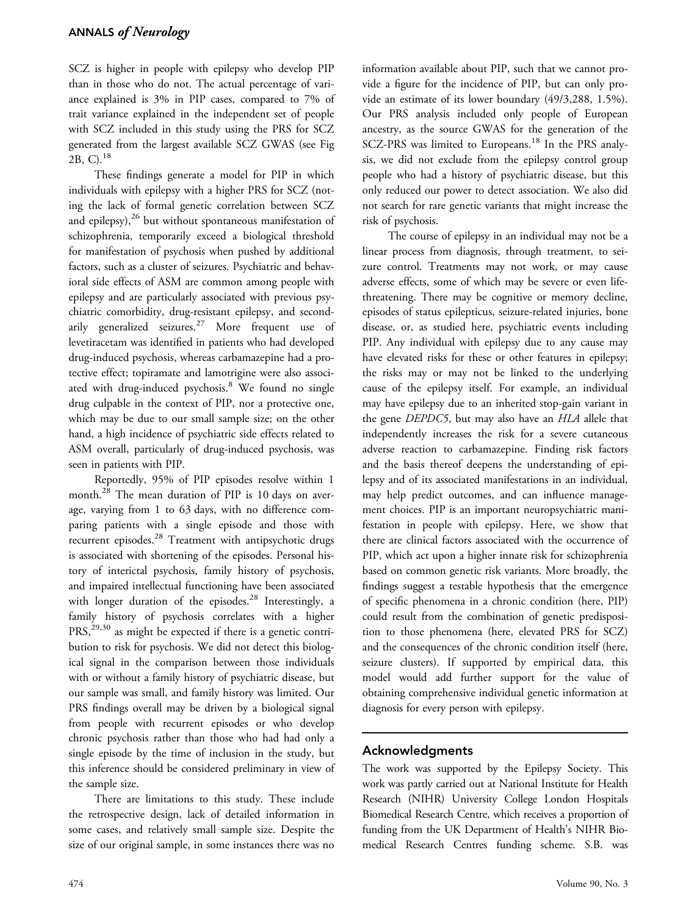SCZ is higher in people with epilepsy who develop PIP than in those who do not. The actual percentage of variance explained is 3% in PIP cases, compared to 7% of trait variance explained in the independent set of people with SCZ included in this study using the PRS for SCZ generated from the largest available SCZ GWAS (see Fig 2B, C).[18]

These findings generate a model for PIP in which individuals with epilepsy with a higher PRS for SCZ (noting the lack of formal genetic correlation between SCZ and epilepsy),[26] but without spontaneous manifestation of schizophrenia, temporarily exceed a biological threshold for manifestation of psychosis when pushed by additional factors, such as a cluster of seizures. Psychiatric and behavioral side effects of ASM are common among people with epilepsy and are particularly associated with previous psychiatric comorbidity, drug-resistant epilepsy, and secondarily generalized seizures.[27] More frequent use of levetiracetam was identified in patients who had developed drug-induced psychosis, whereas carbamazepine had a protective effect; topiramate and lamotrigine were also associated with drug-induced psychosis.[8] We found no single drug culpable in the context of PIP, nor a protective one, which may be due to our small sample size; on the other hand, a high incidence of psychiatric side effects related to ASM overall, particularly of drug-induced psychosis, was seen in patients with PIP.

Reportedly, 95% of PIP episodes resolve within 1 month.[28] The mean duration of PIP is 10 days on average, varying from 1 to 63 days, with no difference comparing patients with a single episode and those with recurrent episodes.[28] Treatment with antipsychotic drugs is associated with shortening of the episodes. Personal history of interictal psychosis, family history of psychosis, and impaired intellectual functioning have been associated with longer duration of the episodes.[28] Interestingly, a family history of psychosis correlates with a higher PRS,[29,30] as might be expected if there is a genetic contribution to risk for psychosis. We did not detect this biological signal in the comparison between those individuals with or without a family history of psychiatric disease, but our sample was small, and family history was limited. Our PRS findings overall may be driven by a biological signal from people with recurrent episodes or who develop chronic psychosis rather than those who had had only a single episode by the time of inclusion in the study, but this inference should be considered preliminary in view of the sample size.

There are limitations to this study. These include the retrospective design, lack of detailed information in some cases, and relatively small sample size. Despite the size of our original sample, in some instances there was no information available about PIP, such that we cannot provide a figure for the incidence of PIP, but can only provide an estimate of its lower boundary (49/3,288, 1.5%). Our PRS analysis included only people of European ancestry, as the source GWAS for the generation of the SCZ-PRS was limited to Europeans.[18] In the PRS analysis, we did not exclude from the epilepsy control group people who had a history of psychiatric disease, but this only reduced our power to detect association. We also did not search for rare genetic variants that might increase the risk of psychosis.

The course of epilepsy in an individual may not be a linear process from diagnosis, through treatment, to seizure control. Treatments may not work, or may cause adverse effects, some of which may be severe or even life-threatening. There may be cognitive or memory decline, episodes of status epilepticus, seizure-related injuries, bone disease, or, as studied here, psychiatric events including PIP. Any individual with epilepsy due to any cause may have elevated risks for these or other features in epilepsy; the risks may or may not be linked to the underlying cause of the epilepsy itself. For example, an individual may have epilepsy due to an inherited stop-gain variant in the gene *DEPDC5*, but may also have an *HLA* allele that independently increases the risk for a severe cutaneous adverse reaction to carbamazepine. Finding risk factors and the basis thereof deepens the understanding of epilepsy and of its associated manifestations in an individual, may help predict outcomes, and can influence management choices. PIP is an important neuropsychiatric manifestation in people with epilepsy. Here, we show that there are clinical factors associated with the occurrence of PIP, which act upon a higher innate risk for schizophrenia based on common genetic risk variants. More broadly, the findings suggest a testable hypothesis that the emergence of specific phenomena in a chronic condition (here, PIP) could result from the combination of genetic predisposition to those phenomena (here, elevated PRS for SCZ) and the consequences of the chronic condition itself (here, seizure clusters). If supported by empirical data, this model would add further support for the value of obtaining comprehensive individual genetic information at diagnosis for every person with epilepsy.

## Acknowledgments

The work was supported by the Epilepsy Society. This work was partly carried out at National Institute for Health Research (NIHR) University College London Hospitals Biomedical Research Centre, which receives a proportion of funding from the UK Department of Health's NIHR Biomedical Research Centres funding scheme. S.B. was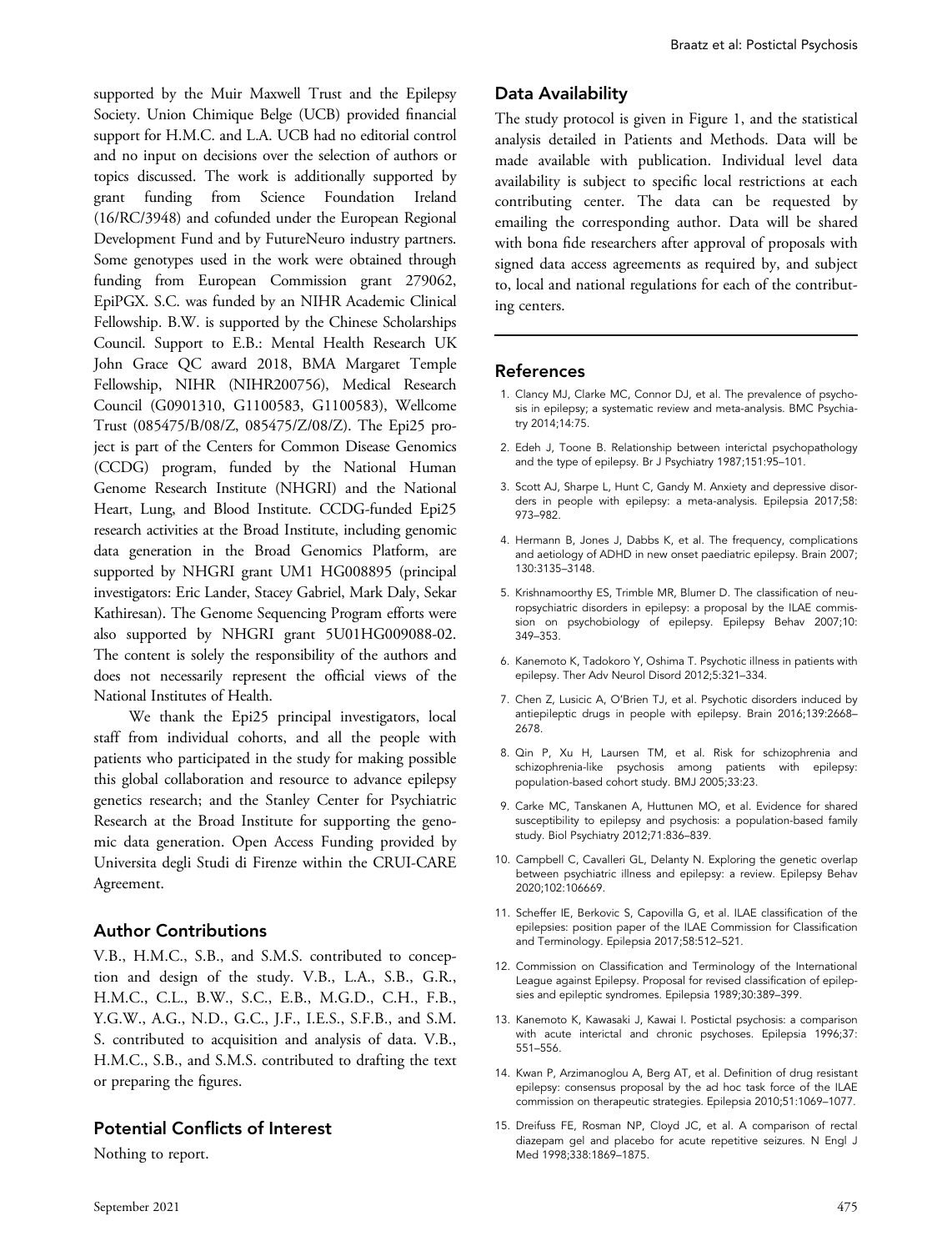supported by the Muir Maxwell Trust and the Epilepsy Society. Union Chimique Belge (UCB) provided financial support for H.M.C. and L.A. UCB had no editorial control and no input on decisions over the selection of authors or topics discussed. The work is additionally supported by grant funding from Science Foundation Ireland (16/RC/3948) and cofunded under the European Regional Development Fund and by FutureNeuro industry partners. Some genotypes used in the work were obtained through funding from European Commission grant 279062, EpiPGX. S.C. was funded by an NIHR Academic Clinical Fellowship. B.W. is supported by the Chinese Scholarships Council. Support to E.B.: Mental Health Research UK John Grace QC award 2018, BMA Margaret Temple Fellowship, NIHR (NIHR200756), Medical Research Council (G0901310, G1100583, G1100583), Wellcome Trust (085475/B/08/Z, 085475/Z/08/Z). The Epi25 project is part of the Centers for Common Disease Genomics (CCDG) program, funded by the National Human Genome Research Institute (NHGRI) and the National Heart, Lung, and Blood Institute. CCDG-funded Epi25 research activities at the Broad Institute, including genomic data generation in the Broad Genomics Platform, are supported by NHGRI grant UM1 HG008895 (principal investigators: Eric Lander, Stacey Gabriel, Mark Daly, Sekar Kathiresan). The Genome Sequencing Program efforts were also supported by NHGRI grant 5U01HG009088-02. The content is solely the responsibility of the authors and does not necessarily represent the official views of the National Institutes of Health.

We thank the Epi25 principal investigators, local staff from individual cohorts, and all the people with patients who participated in the study for making possible this global collaboration and resource to advance epilepsy genetics research; and the Stanley Center for Psychiatric Research at the Broad Institute for supporting the genomic data generation. Open Access Funding provided by Universita degli Studi di Firenze within the CRUI-CARE Agreement.

## Author Contributions

V.B., H.M.C., S.B., and S.M.S. contributed to conception and design of the study. V.B., L.A., S.B., G.R., H.M.C., C.L., B.W., S.C., E.B., M.G.D., C.H., F.B., Y.G.W., A.G., N.D., G.C., J.F., I.E.S., S.F.B., and S.M.S. contributed to acquisition and analysis of data. V.B., H.M.C., S.B., and S.M.S. contributed to drafting the text or preparing the figures.

## Potential Conflicts of Interest

Nothing to report.

## Data Availability

The study protocol is given in Figure 1, and the statistical analysis detailed in Patients and Methods. Data will be made available with publication. Individual level data availability is subject to specific local restrictions at each contributing center. The data can be requested by emailing the corresponding author. Data will be shared with bona fide researchers after approval of proposals with signed data access agreements as required by, and subject to, local and national regulations for each of the contributing centers.

## References

1. Clancy MJ, Clarke MC, Connor DJ, et al. The prevalence of psychosis in epilepsy; a systematic review and meta-analysis. BMC Psychiatry 2014;14:75.
2. Edeh J, Toone B. Relationship between interictal psychopathology and the type of epilepsy. Br J Psychiatry 1987;151:95–101.
3. Scott AJ, Sharpe L, Hunt C, Gandy M. Anxiety and depressive disorders in people with epilepsy: a meta-analysis. Epilepsia 2017;58:973–982.
4. Hermann B, Jones J, Dabbs K, et al. The frequency, complications and aetiology of ADHD in new onset paediatric epilepsy. Brain 2007;130:3135–3148.
5. Krishnamoorthy ES, Trimble MR, Blumer D. The classification of neuropsychiatric disorders in epilepsy: a proposal by the ILAE commission on psychobiology of epilepsy. Epilepsy Behav 2007;10:349–353.
6. Kanemoto K, Tadokoro Y, Oshima T. Psychotic illness in patients with epilepsy. Ther Adv Neurol Disord 2012;5:321–334.
7. Chen Z, Lusicic A, O'Brien TJ, et al. Psychotic disorders induced by antiepileptic drugs in people with epilepsy. Brain 2016;139:2668–2678.
8. Qin P, Xu H, Laursen TM, et al. Risk for schizophrenia and schizophrenia-like psychosis among patients with epilepsy: population-based cohort study. BMJ 2005;33:23.
9. Carke MC, Tanskanen A, Huttunen MO, et al. Evidence for shared susceptibility to epilepsy and psychosis: a population-based family study. Biol Psychiatry 2012;71:836–839.
10. Campbell C, Cavalleri GL, Delanty N. Exploring the genetic overlap between psychiatric illness and epilepsy: a review. Epilepsy Behav 2020;102:106669.
11. Scheffer IE, Berkovic S, Capovilla G, et al. ILAE classification of the epilepsies: position paper of the ILAE Commission for Classification and Terminology. Epilepsia 2017;58:512–521.
12. Commission on Classification and Terminology of the International League against Epilepsy. Proposal for revised classification of epilepsies and epileptic syndromes. Epilepsia 1989;30:389–399.
13. Kanemoto K, Kawasaki J, Kawai I. Postictal psychosis: a comparison with acute interictal and chronic psychoses. Epilepsia 1996;37:551–556.
14. Kwan P, Arzimanoglou A, Berg AT, et al. Definition of drug resistant epilepsy: consensus proposal by the ad hoc task force of the ILAE commission on therapeutic strategies. Epilepsia 2010;51:1069–1077.
15. Dreifuss FE, Rosman NP, Cloyd JC, et al. A comparison of rectal diazepam gel and placebo for acute repetitive seizures. N Engl J Med 1998;338:1869–1875.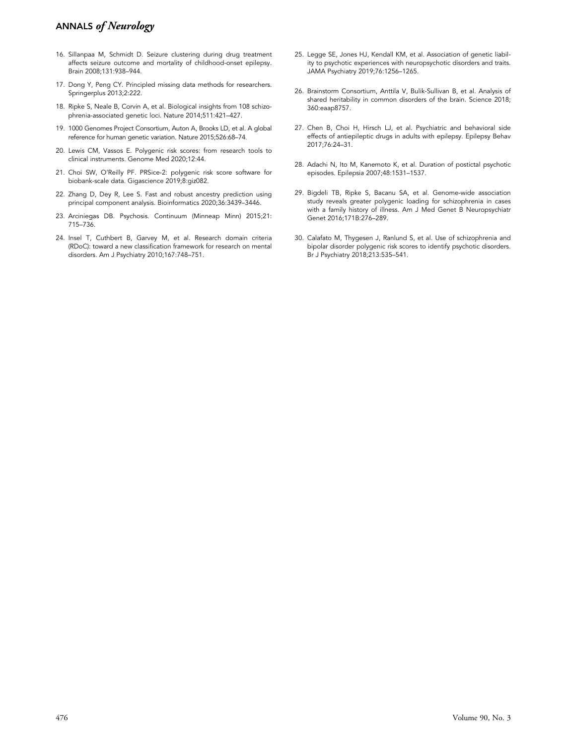16. Sillanpaa M, Schmidt D. Seizure clustering during drug treatment affects seizure outcome and mortality of childhood-onset epilepsy. Brain 2008;131:938–944.
17. Dong Y, Peng CY. Principled missing data methods for researchers. Springerplus 2013;2:222.
18. Ripke S, Neale B, Corvin A, et al. Biological insights from 108 schizophrenia-associated genetic loci. Nature 2014;511:421–427.
19. 1000 Genomes Project Consortium, Auton A, Brooks LD, et al. A global reference for human genetic variation. Nature 2015;526:68–74.
20. Lewis CM, Vassos E. Polygenic risk scores: from research tools to clinical instruments. Genome Med 2020;12:44.
21. Choi SW, O'Reilly PF. PRSice-2: polygenic risk score software for biobank-scale data. Gigascience 2019;8:giz082.
22. Zhang D, Dey R, Lee S. Fast and robust ancestry prediction using principal component analysis. Bioinformatics 2020;36:3439–3446.
23. Arciniegas DB. Psychosis. Continuum (Minneap Minn) 2015;21: 715–736.
24. Insel T, Cuthbert B, Garvey M, et al. Research domain criteria (RDoC): toward a new classification framework for research on mental disorders. Am J Psychiatry 2010;167:748–751.
25. Legge SE, Jones HJ, Kendall KM, et al. Association of genetic liability to psychotic experiences with neuropsychotic disorders and traits. JAMA Psychiatry 2019;76:1256–1265.
26. Brainstorm Consortium, Anttila V, Bulik-Sullivan B, et al. Analysis of shared heritability in common disorders of the brain. Science 2018; 360:eaap8757.
27. Chen B, Choi H, Hirsch LJ, et al. Psychiatric and behavioral side effects of antiepileptic drugs in adults with epilepsy. Epilepsy Behav 2017;76:24–31.
28. Adachi N, Ito M, Kanemoto K, et al. Duration of postictal psychotic episodes. Epilepsia 2007;48:1531–1537.
29. Bigdeli TB, Ripke S, Bacanu SA, et al. Genome-wide association study reveals greater polygenic loading for schizophrenia in cases with a family history of illness. Am J Med Genet B Neuropsychiatr Genet 2016;171B:276–289.
30. Calafato M, Thygesen J, Ranlund S, et al. Use of schizophrenia and bipolar disorder polygenic risk scores to identify psychotic disorders. Br J Psychiatry 2018;213:535–541.